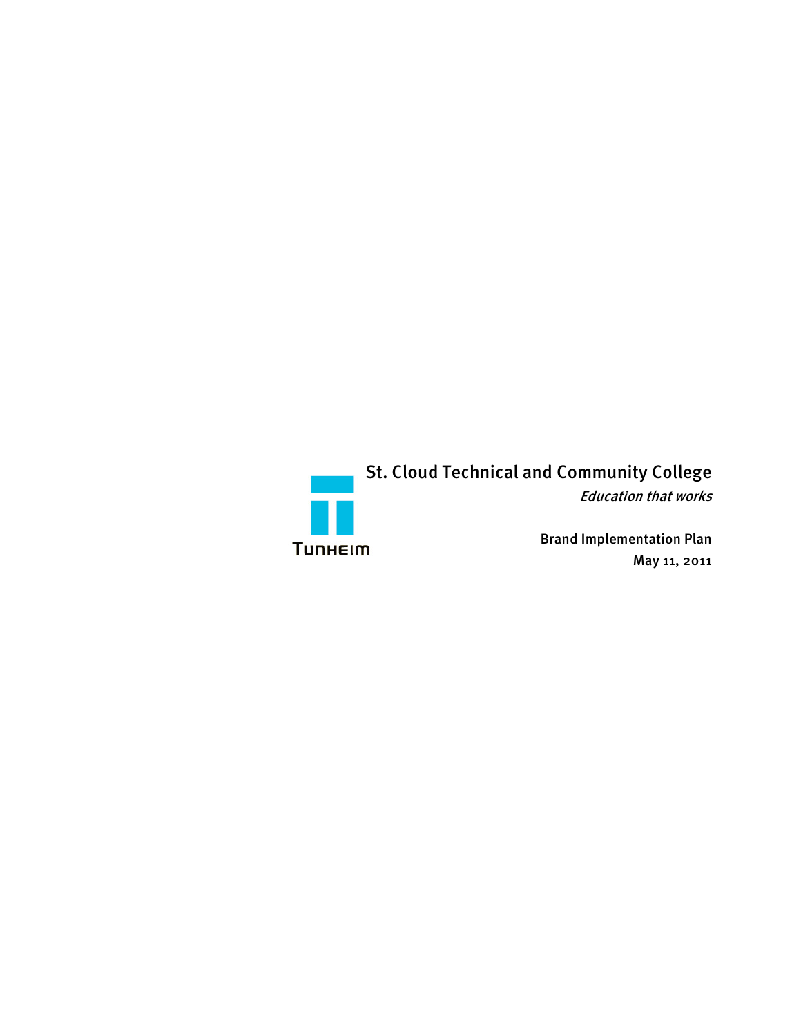TUNHEIM

# St. Cloud Technical and Community College

*Education that works*

Brand Implementation Plan

May 11, 2011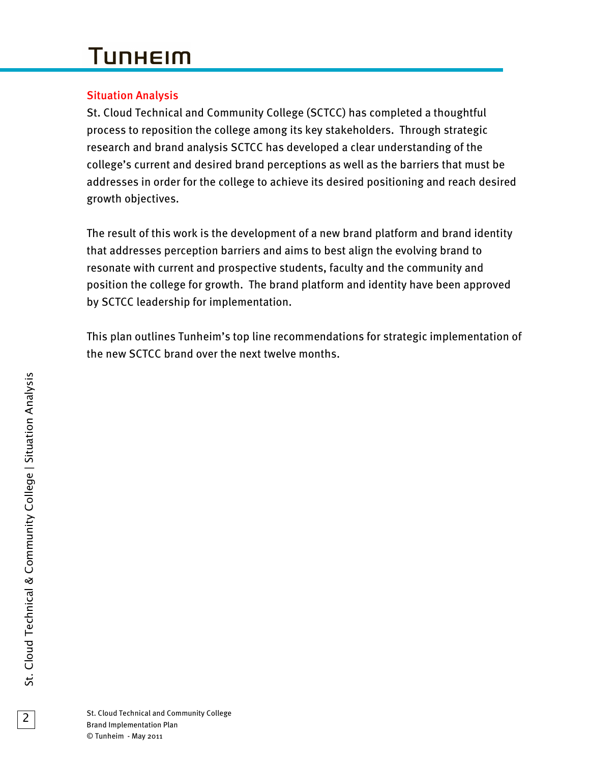## Situation Analysis

St. Cloud Technical and Community College (SCTCC) has completed a thoughtful process to reposition the college among its key stakeholders. Through strategic research and brand analysis SCTCC has developed a clear understanding of the college's current and desired brand perceptions as well as the barriers that must be addresses in order for the college to achieve its desired positioning and reach desired growth objectives.

The result of this work is the development of a new brand platform and brand identity that addresses perception barriers and aims to best align the evolving brand to resonate with current and prospective students, faculty and the community and position the college for growth. The brand platform and identity have been approved by SCTCC leadership for implementation.

This plan outlines Tunheim's top line recommendations for strategic implementation of the new SCTCC brand over the next twelve months.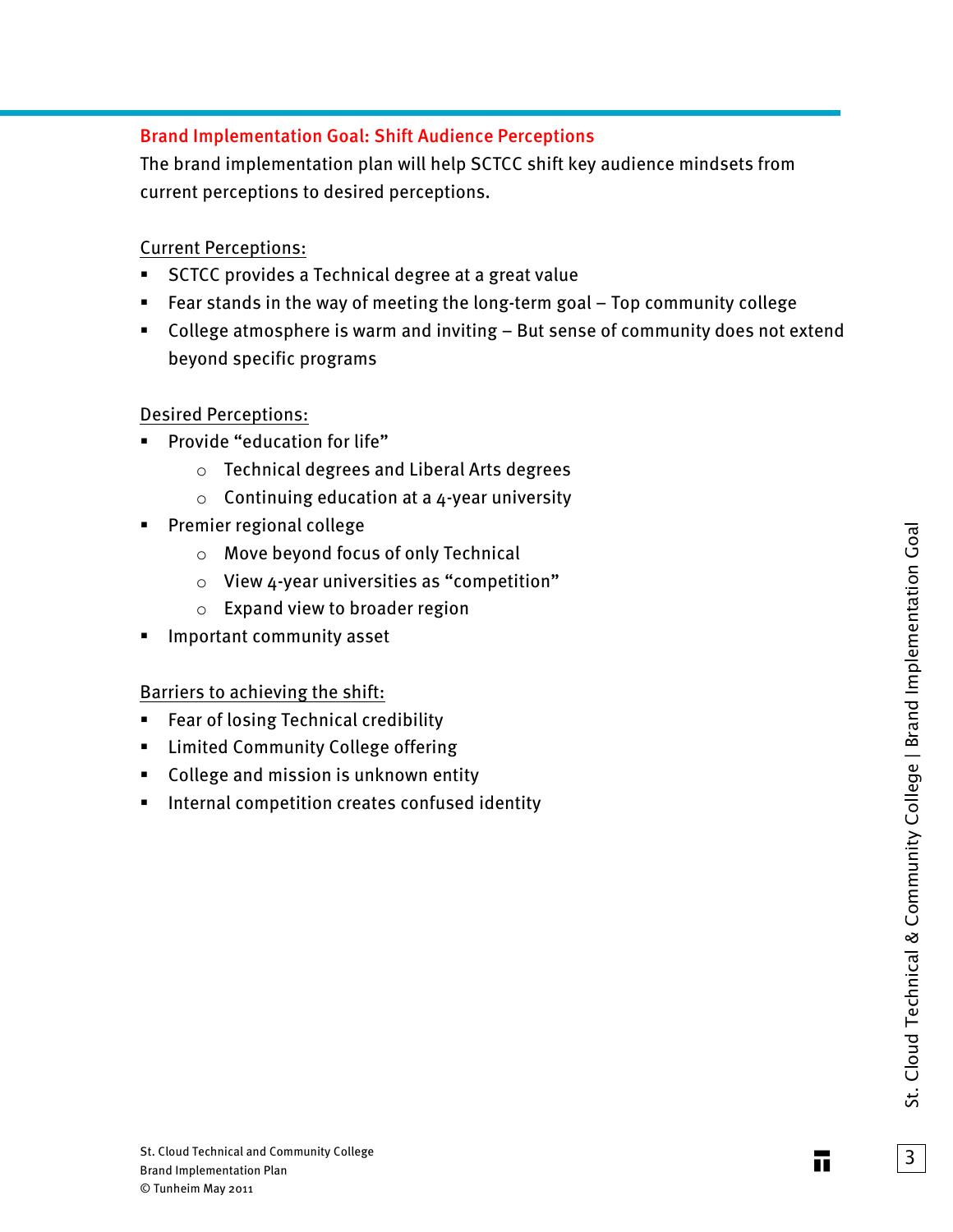## Brand Implementation Goal: Shift Audience Perceptions

The brand implementation plan will help SCTCC shift key audience mindsets from current perceptions to desired perceptions.

Current Perceptions:

- SCTCC provides a Technical degree at a great value
- Fear stands in the way of meeting the long-term goal – Top community college
- College atmosphere is warm and inviting – But sense of community does not extend beyond specific programs

Desired Perceptions:

- Provide "education for life"
  - Technical degrees and Liberal Arts degrees
  - Continuing education at a 4-year university
- Premier regional college
  - Move beyond focus of only Technical
  - View 4-year universities as "competition"
  - Expand view to broader region
- Important community asset

Barriers to achieving the shift:

- Fear of losing Technical credibility
- Limited Community College offering
- College and mission is unknown entity
- Internal competition creates confused identity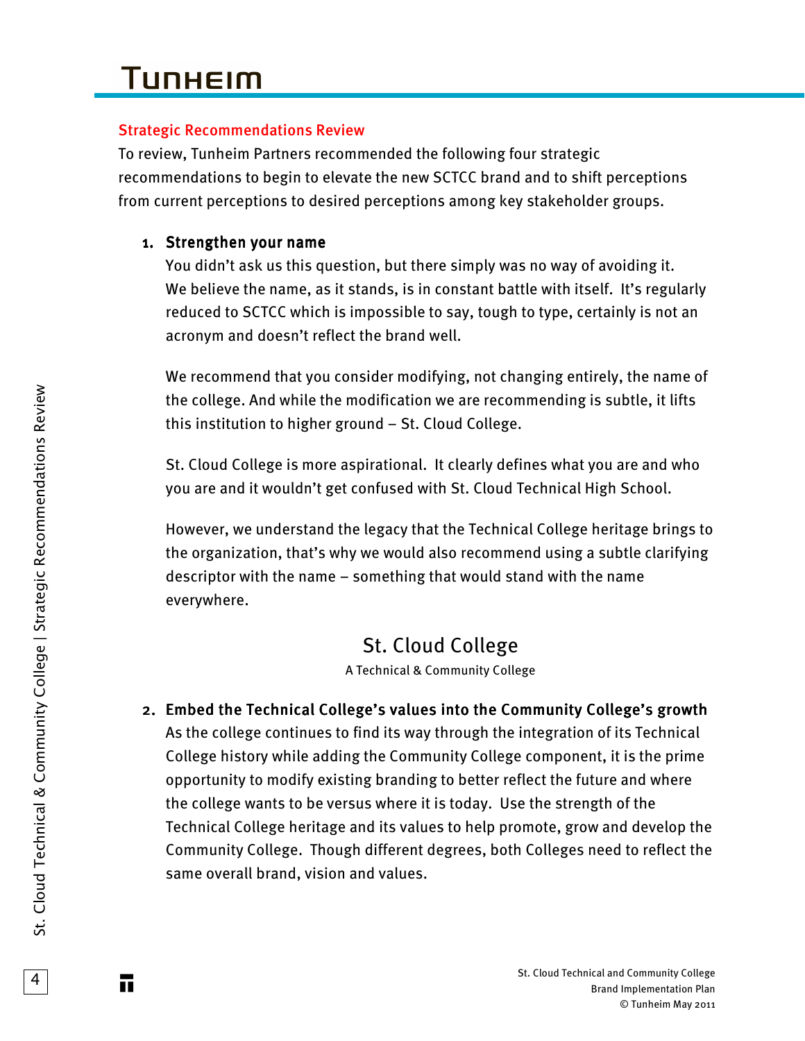## Strategic Recommendations Review

To review, Tunheim Partners recommended the following four strategic recommendations to begin to elevate the new SCTCC brand and to shift perceptions from current perceptions to desired perceptions among key stakeholder groups.

1. **Strengthen your name**

   You didn't ask us this question, but there simply was no way of avoiding it. We believe the name, as it stands, is in constant battle with itself. It's regularly reduced to SCTCC which is impossible to say, tough to type, certainly is not an acronym and doesn't reflect the brand well.

   We recommend that you consider modifying, not changing entirely, the name of the college. And while the modification we are recommending is subtle, it lifts this institution to higher ground – St. Cloud College.

   St. Cloud College is more aspirational. It clearly defines what you are and who you are and it wouldn't get confused with St. Cloud Technical High School.

   However, we understand the legacy that the Technical College heritage brings to the organization, that's why we would also recommend using a subtle clarifying descriptor with the name – something that would stand with the name everywhere.

   St. Cloud College
   A Technical & Community College

2. **Embed the Technical College's values into the Community College's growth**

   As the college continues to find its way through the integration of its Technical College history while adding the Community College component, it is the prime opportunity to modify existing branding to better reflect the future and where the college wants to be versus where it is today. Use the strength of the Technical College heritage and its values to help promote, grow and develop the Community College. Though different degrees, both Colleges need to reflect the same overall brand, vision and values.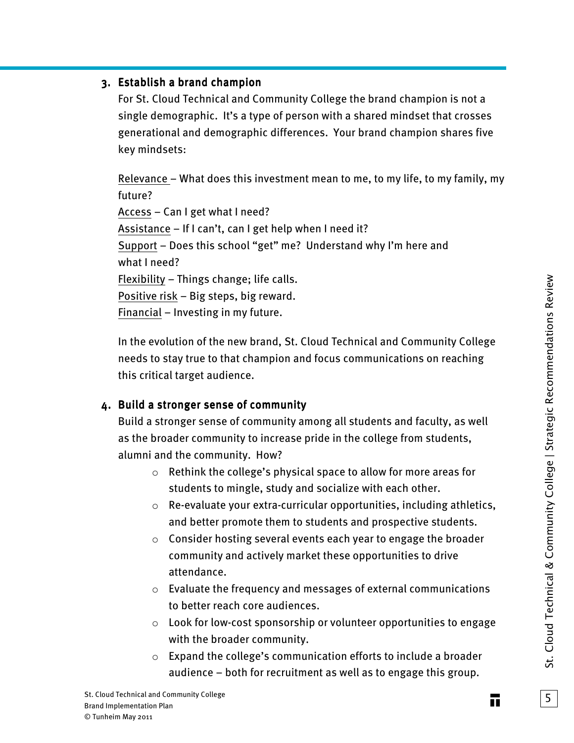### 3. Establish a brand champion

For St. Cloud Technical and Community College the brand champion is not a single demographic. It's a type of person with a shared mindset that crosses generational and demographic differences. Your brand champion shares five key mindsets:

<u>Relevance</u> – What does this investment mean to me, to my life, to my family, my future?
<u>Access</u> – Can I get what I need?
<u>Assistance</u> – If I can't, can I get help when I need it?
<u>Support</u> – Does this school "get" me? Understand why I'm here and what I need?
<u>Flexibility</u> – Things change; life calls.
<u>Positive risk</u> – Big steps, big reward.
<u>Financial</u> – Investing in my future.

In the evolution of the new brand, St. Cloud Technical and Community College needs to stay true to that champion and focus communications on reaching this critical target audience.

### 4. Build a stronger sense of community

Build a stronger sense of community among all students and faculty, as well as the broader community to increase pride in the college from students, alumni and the community. How?

- Rethink the college's physical space to allow for more areas for students to mingle, study and socialize with each other.
- Re-evaluate your extra-curricular opportunities, including athletics, and better promote them to students and prospective students.
- Consider hosting several events each year to engage the broader community and actively market these opportunities to drive attendance.
- Evaluate the frequency and messages of external communications to better reach core audiences.
- Look for low-cost sponsorship or volunteer opportunities to engage with the broader community.
- Expand the college's communication efforts to include a broader audience – both for recruitment as well as to engage this group.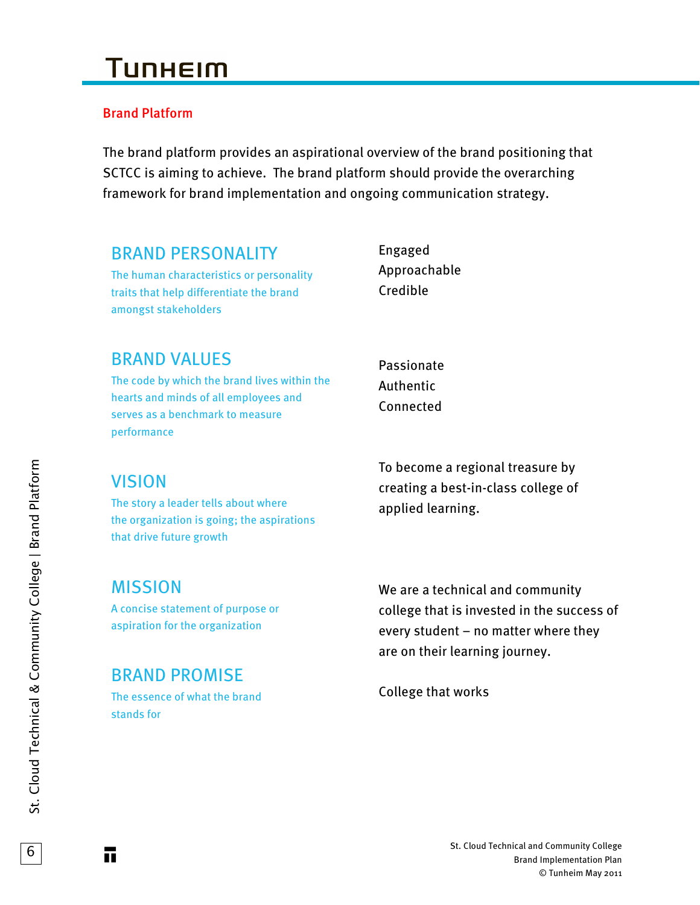## Brand Platform

The brand platform provides an aspirational overview of the brand positioning that SCTCC is aiming to achieve. The brand platform should provide the overarching framework for brand implementation and ongoing communication strategy.

### BRAND PERSONALITY

The human characteristics or personality traits that help differentiate the brand amongst stakeholders

Engaged
Approachable
Credible

### BRAND VALUES

The code by which the brand lives within the hearts and minds of all employees and serves as a benchmark to measure performance

Passionate
Authentic
Connected

### VISION

The story a leader tells about where the organization is going; the aspirations that drive future growth

To become a regional treasure by creating a best-in-class college of applied learning.

### MISSION

A concise statement of purpose or aspiration for the organization

We are a technical and community college that is invested in the success of every student – no matter where they are on their learning journey.

### BRAND PROMISE

The essence of what the brand stands for

College that works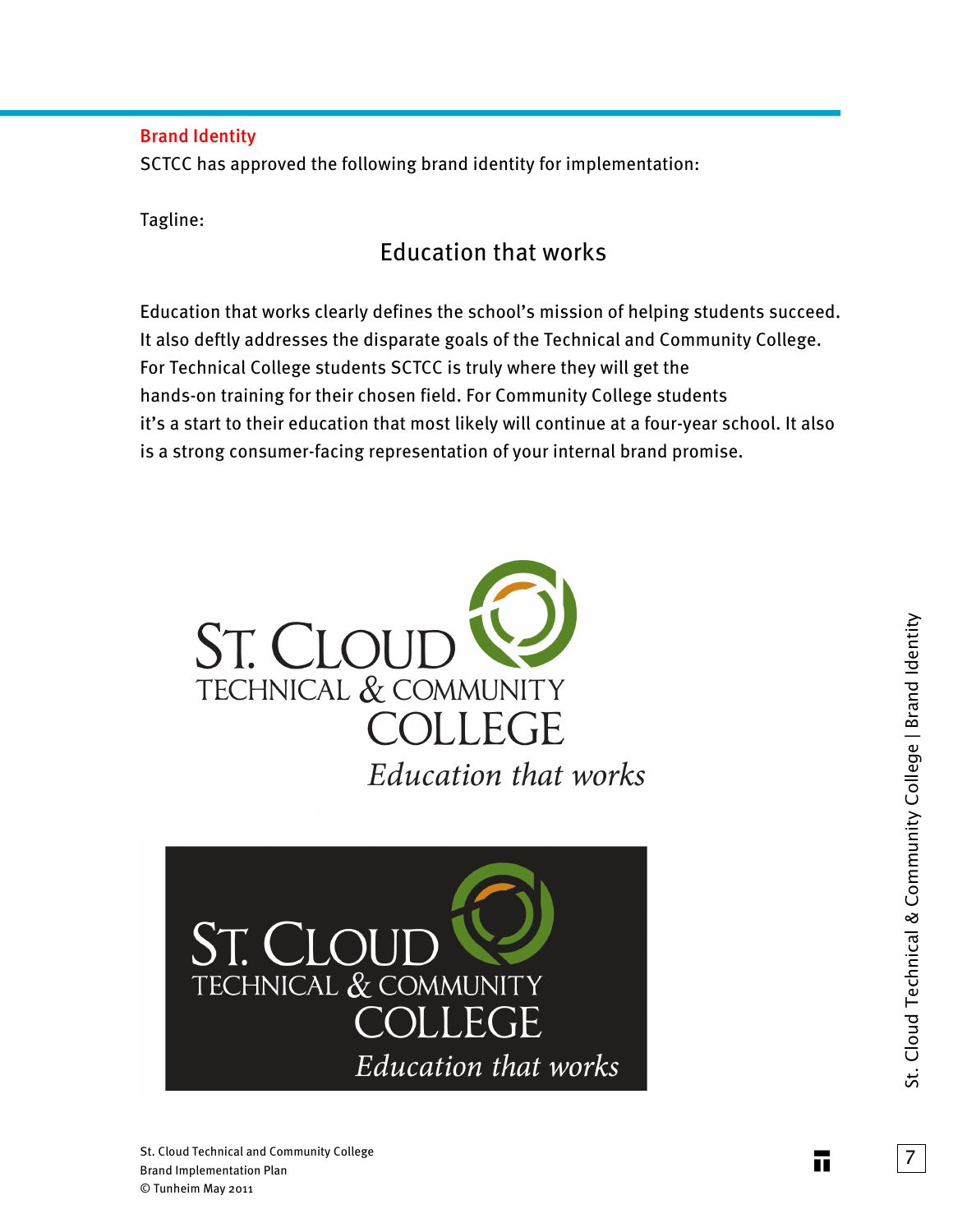## Brand Identity

SCTCC has approved the following brand identity for implementation:

Tagline:

Education that works

Education that works clearly defines the school's mission of helping students succeed. It also deftly addresses the disparate goals of the Technical and Community College. For Technical College students SCTCC is truly where they will get the hands-on training for their chosen field. For Community College students it's a start to their education that most likely will continue at a four-year school. It also is a strong consumer-facing representation of your internal brand promise.

ST. CLOUD TECHNICAL & COMMUNITY COLLEGE
*Education that works*

ST. CLOUD TECHNICAL & COMMUNITY COLLEGE
*Education that works*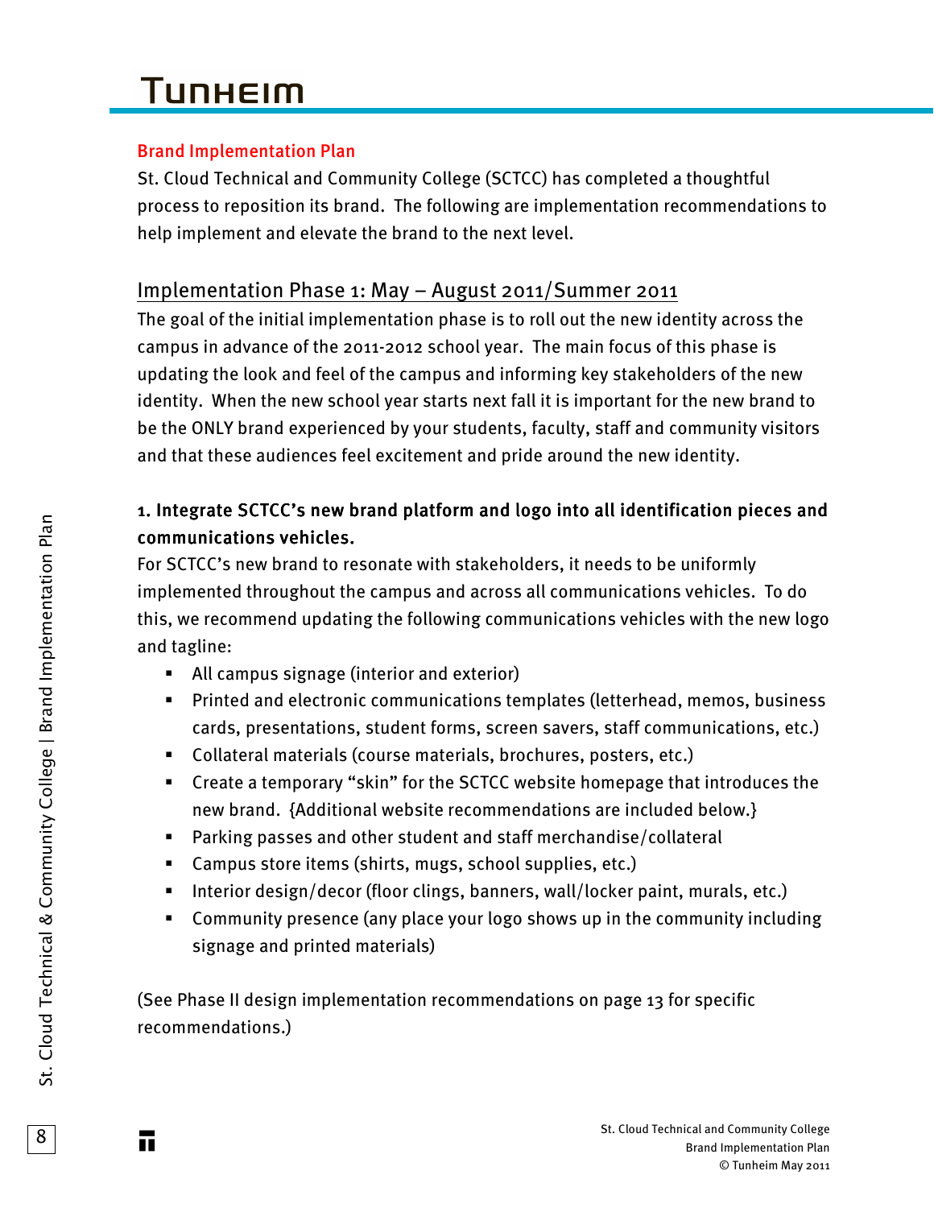## Brand Implementation Plan

St. Cloud Technical and Community College (SCTCC) has completed a thoughtful process to reposition its brand. The following are implementation recommendations to help implement and elevate the brand to the next level.

### Implementation Phase 1: May – August 2011/Summer 2011

The goal of the initial implementation phase is to roll out the new identity across the campus in advance of the 2011-2012 school year. The main focus of this phase is updating the look and feel of the campus and informing key stakeholders of the new identity. When the new school year starts next fall it is important for the new brand to be the ONLY brand experienced by your students, faculty, staff and community visitors and that these audiences feel excitement and pride around the new identity.

**1. Integrate SCTCC's new brand platform and logo into all identification pieces and communications vehicles.**

For SCTCC's new brand to resonate with stakeholders, it needs to be uniformly implemented throughout the campus and across all communications vehicles. To do this, we recommend updating the following communications vehicles with the new logo and tagline:

- All campus signage (interior and exterior)
- Printed and electronic communications templates (letterhead, memos, business cards, presentations, student forms, screen savers, staff communications, etc.)
- Collateral materials (course materials, brochures, posters, etc.)
- Create a temporary "skin" for the SCTCC website homepage that introduces the new brand. {Additional website recommendations are included below.}
- Parking passes and other student and staff merchandise/collateral
- Campus store items (shirts, mugs, school supplies, etc.)
- Interior design/decor (floor clings, banners, wall/locker paint, murals, etc.)
- Community presence (any place your logo shows up in the community including signage and printed materials)

(See Phase II design implementation recommendations on page 13 for specific recommendations.)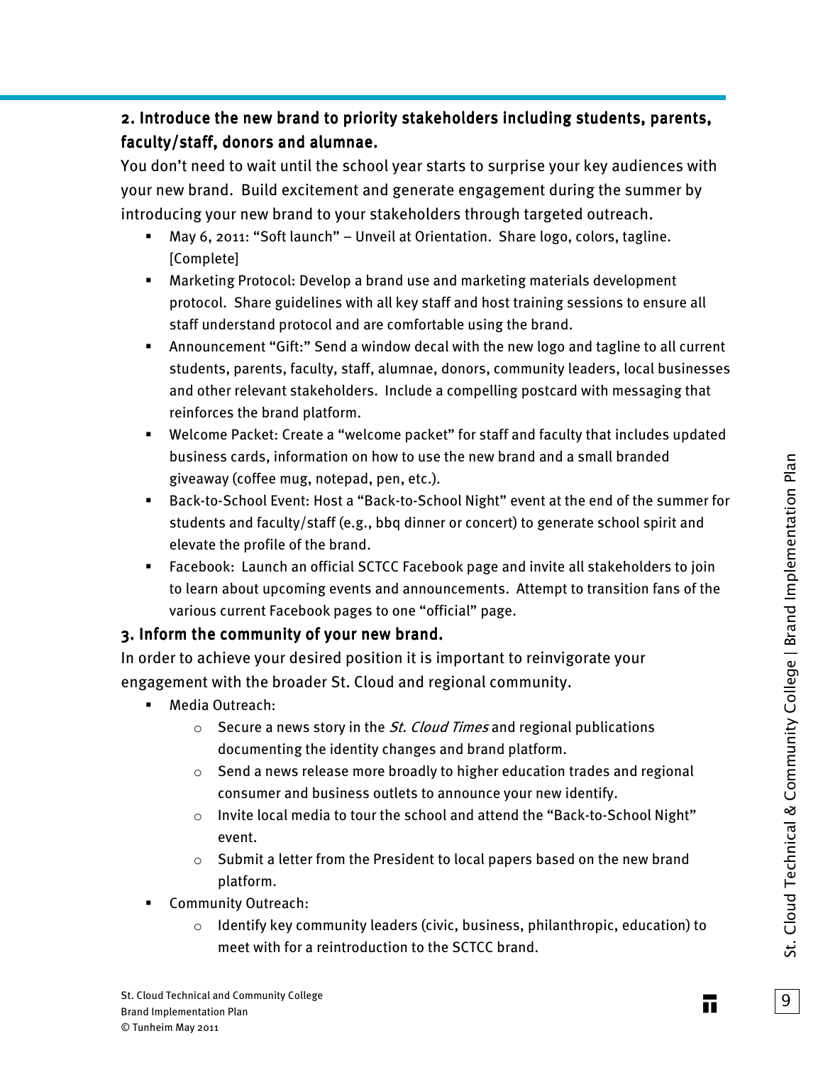### 2. Introduce the new brand to priority stakeholders including students, parents, faculty/staff, donors and alumnae.

You don't need to wait until the school year starts to surprise your key audiences with your new brand. Build excitement and generate engagement during the summer by introducing your new brand to your stakeholders through targeted outreach.

- May 6, 2011: "Soft launch" – Unveil at Orientation. Share logo, colors, tagline. [Complete]
- Marketing Protocol: Develop a brand use and marketing materials development protocol. Share guidelines with all key staff and host training sessions to ensure all staff understand protocol and are comfortable using the brand.
- Announcement "Gift:" Send a window decal with the new logo and tagline to all current students, parents, faculty, staff, alumnae, donors, community leaders, local businesses and other relevant stakeholders. Include a compelling postcard with messaging that reinforces the brand platform.
- Welcome Packet: Create a "welcome packet" for staff and faculty that includes updated business cards, information on how to use the new brand and a small branded giveaway (coffee mug, notepad, pen, etc.).
- Back-to-School Event: Host a "Back-to-School Night" event at the end of the summer for students and faculty/staff (e.g., bbq dinner or concert) to generate school spirit and elevate the profile of the brand.
- Facebook: Launch an official SCTCC Facebook page and invite all stakeholders to join to learn about upcoming events and announcements. Attempt to transition fans of the various current Facebook pages to one "official" page.

### 3. Inform the community of your new brand.

In order to achieve your desired position it is important to reinvigorate your engagement with the broader St. Cloud and regional community.

- Media Outreach:
  - Secure a news story in the *St. Cloud Times* and regional publications documenting the identity changes and brand platform.
  - Send a news release more broadly to higher education trades and regional consumer and business outlets to announce your new identify.
  - Invite local media to tour the school and attend the "Back-to-School Night" event.
  - Submit a letter from the President to local papers based on the new brand platform.
- Community Outreach:
  - Identify key community leaders (civic, business, philanthropic, education) to meet with for a reintroduction to the SCTCC brand.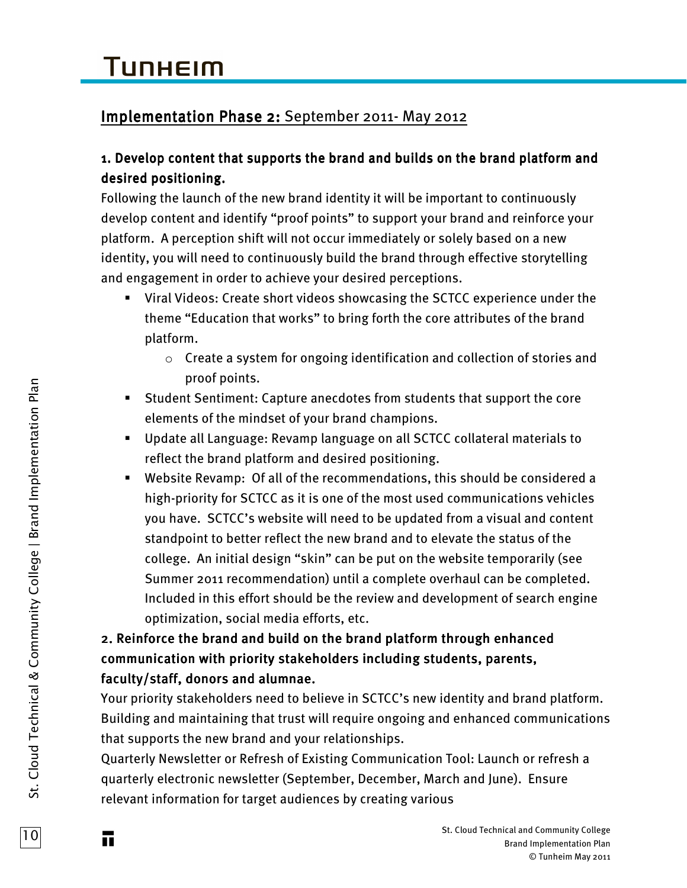## Implementation Phase 2: September 2011- May 2012

### 1. Develop content that supports the brand and builds on the brand platform and desired positioning.

Following the launch of the new brand identity it will be important to continuously develop content and identify "proof points" to support your brand and reinforce your platform. A perception shift will not occur immediately or solely based on a new identity, you will need to continuously build the brand through effective storytelling and engagement in order to achieve your desired perceptions.

- Viral Videos: Create short videos showcasing the SCTCC experience under the theme "Education that works" to bring forth the core attributes of the brand platform.
  - Create a system for ongoing identification and collection of stories and proof points.
- Student Sentiment: Capture anecdotes from students that support the core elements of the mindset of your brand champions.
- Update all Language: Revamp language on all SCTCC collateral materials to reflect the brand platform and desired positioning.
- Website Revamp: Of all of the recommendations, this should be considered a high-priority for SCTCC as it is one of the most used communications vehicles you have. SCTCC's website will need to be updated from a visual and content standpoint to better reflect the new brand and to elevate the status of the college. An initial design "skin" can be put on the website temporarily (see Summer 2011 recommendation) until a complete overhaul can be completed. Included in this effort should be the review and development of search engine optimization, social media efforts, etc.

### 2. Reinforce the brand and build on the brand platform through enhanced communication with priority stakeholders including students, parents, faculty/staff, donors and alumnae.

Your priority stakeholders need to believe in SCTCC's new identity and brand platform. Building and maintaining that trust will require ongoing and enhanced communications that supports the new brand and your relationships.

Quarterly Newsletter or Refresh of Existing Communication Tool: Launch or refresh a quarterly electronic newsletter (September, December, March and June). Ensure relevant information for target audiences by creating various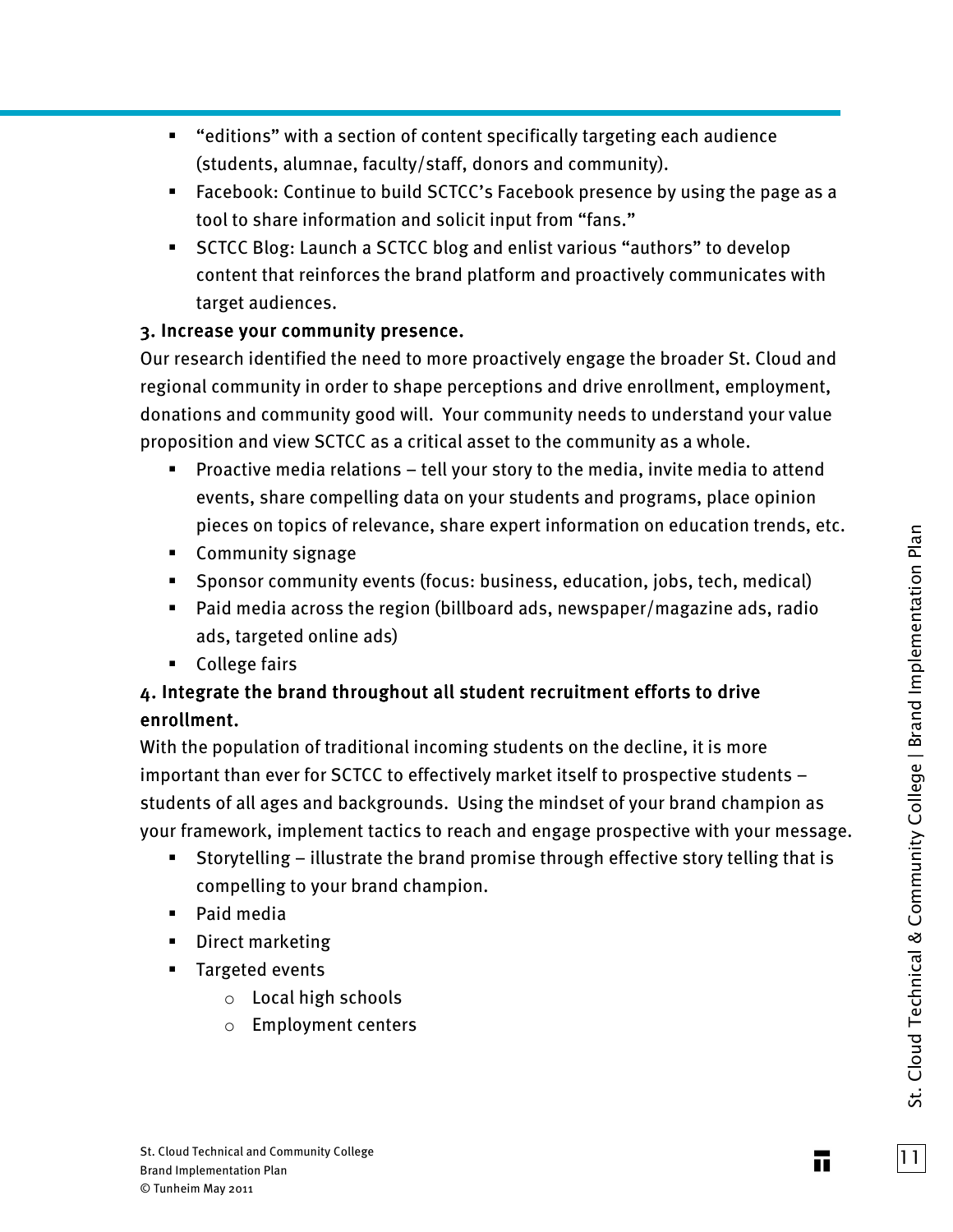- "editions" with a section of content specifically targeting each audience (students, alumnae, faculty/staff, donors and community).
- Facebook: Continue to build SCTCC's Facebook presence by using the page as a tool to share information and solicit input from "fans."
- SCTCC Blog: Launch a SCTCC blog and enlist various "authors" to develop content that reinforces the brand platform and proactively communicates with target audiences.

**3. Increase your community presence.**

Our research identified the need to more proactively engage the broader St. Cloud and regional community in order to shape perceptions and drive enrollment, employment, donations and community good will. Your community needs to understand your value proposition and view SCTCC as a critical asset to the community as a whole.

- Proactive media relations – tell your story to the media, invite media to attend events, share compelling data on your students and programs, place opinion pieces on topics of relevance, share expert information on education trends, etc.
- Community signage
- Sponsor community events (focus: business, education, jobs, tech, medical)
- Paid media across the region (billboard ads, newspaper/magazine ads, radio ads, targeted online ads)
- College fairs

**4. Integrate the brand throughout all student recruitment efforts to drive enrollment.**

With the population of traditional incoming students on the decline, it is more important than ever for SCTCC to effectively market itself to prospective students – students of all ages and backgrounds. Using the mindset of your brand champion as your framework, implement tactics to reach and engage prospective with your message.

- Storytelling – illustrate the brand promise through effective story telling that is compelling to your brand champion.
- Paid media
- Direct marketing
- Targeted events
  - Local high schools
  - Employment centers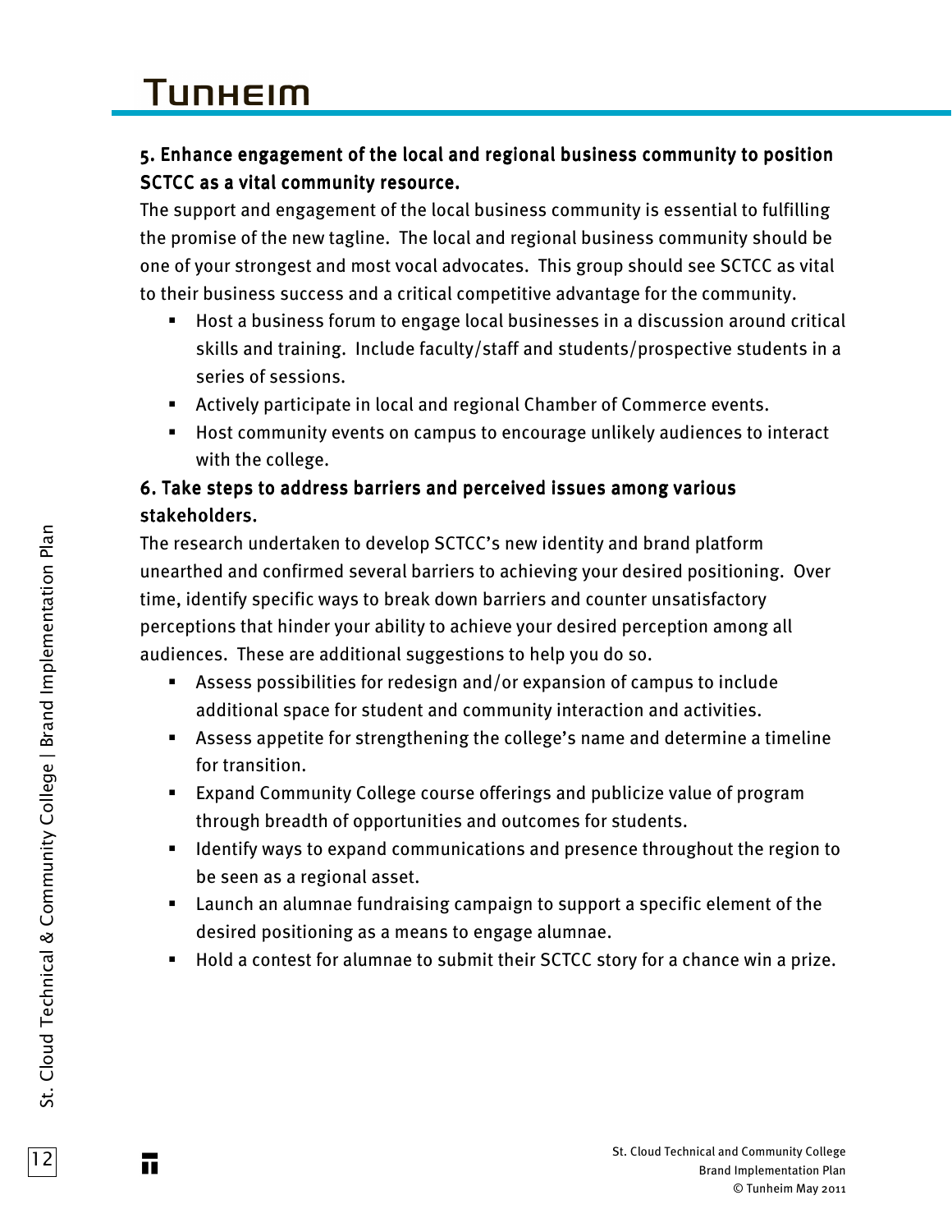### 5. Enhance engagement of the local and regional business community to position SCTCC as a vital community resource.

The support and engagement of the local business community is essential to fulfilling the promise of the new tagline. The local and regional business community should be one of your strongest and most vocal advocates. This group should see SCTCC as vital to their business success and a critical competitive advantage for the community.

- Host a business forum to engage local businesses in a discussion around critical skills and training. Include faculty/staff and students/prospective students in a series of sessions.
- Actively participate in local and regional Chamber of Commerce events.
- Host community events on campus to encourage unlikely audiences to interact with the college.

### 6. Take steps to address barriers and perceived issues among various stakeholders.

The research undertaken to develop SCTCC's new identity and brand platform unearthed and confirmed several barriers to achieving your desired positioning. Over time, identify specific ways to break down barriers and counter unsatisfactory perceptions that hinder your ability to achieve your desired perception among all audiences. These are additional suggestions to help you do so.

- Assess possibilities for redesign and/or expansion of campus to include additional space for student and community interaction and activities.
- Assess appetite for strengthening the college's name and determine a timeline for transition.
- Expand Community College course offerings and publicize value of program through breadth of opportunities and outcomes for students.
- Identify ways to expand communications and presence throughout the region to be seen as a regional asset.
- Launch an alumnae fundraising campaign to support a specific element of the desired positioning as a means to engage alumnae.
- Hold a contest for alumnae to submit their SCTCC story for a chance win a prize.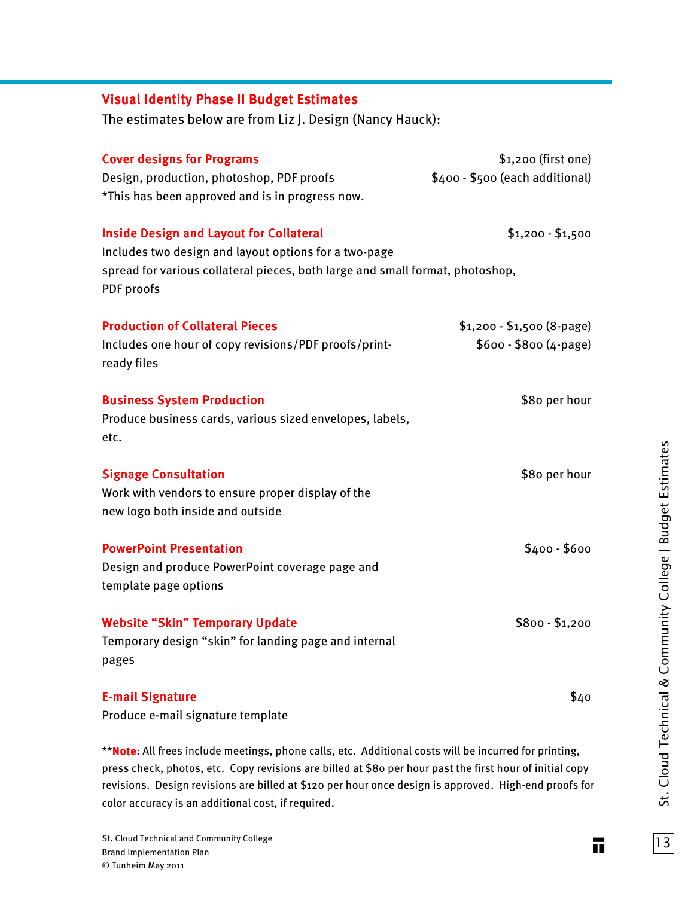## Visual Identity Phase II Budget Estimates

The estimates below are from Liz J. Design (Nancy Hauck):

**Cover designs for Programs** — $1,200 (first one)

Design, production, photoshop, PDF proofs — $400 - $500 (each additional)

*This has been approved and is in progress now.

**Inside Design and Layout for Collateral** — $1,200 - $1,500

Includes two design and layout options for a two-page spread for various collateral pieces, both large and small format, photoshop, PDF proofs

**Production of Collateral Pieces** — $1,200 - $1,500 (8-page)

Includes one hour of copy revisions/PDF proofs/print-ready files — $600 - $800 (4-page)

**Business System Production** — $80 per hour

Produce business cards, various sized envelopes, labels, etc.

**Signage Consultation** — $80 per hour

Work with vendors to ensure proper display of the new logo both inside and outside

**PowerPoint Presentation** — $400 - $600

Design and produce PowerPoint coverage page and template page options

**Website "Skin" Temporary Update** — $800 - $1,200

Temporary design "skin" for landing page and internal pages

**E-mail Signature** — $40

Produce e-mail signature template

****Note**: All frees include meetings, phone calls, etc. Additional costs will be incurred for printing, press check, photos, etc. Copy revisions are billed at $80 per hour past the first hour of initial copy revisions. Design revisions are billed at $120 per hour once design is approved. High-end proofs for color accuracy is an additional cost, if required.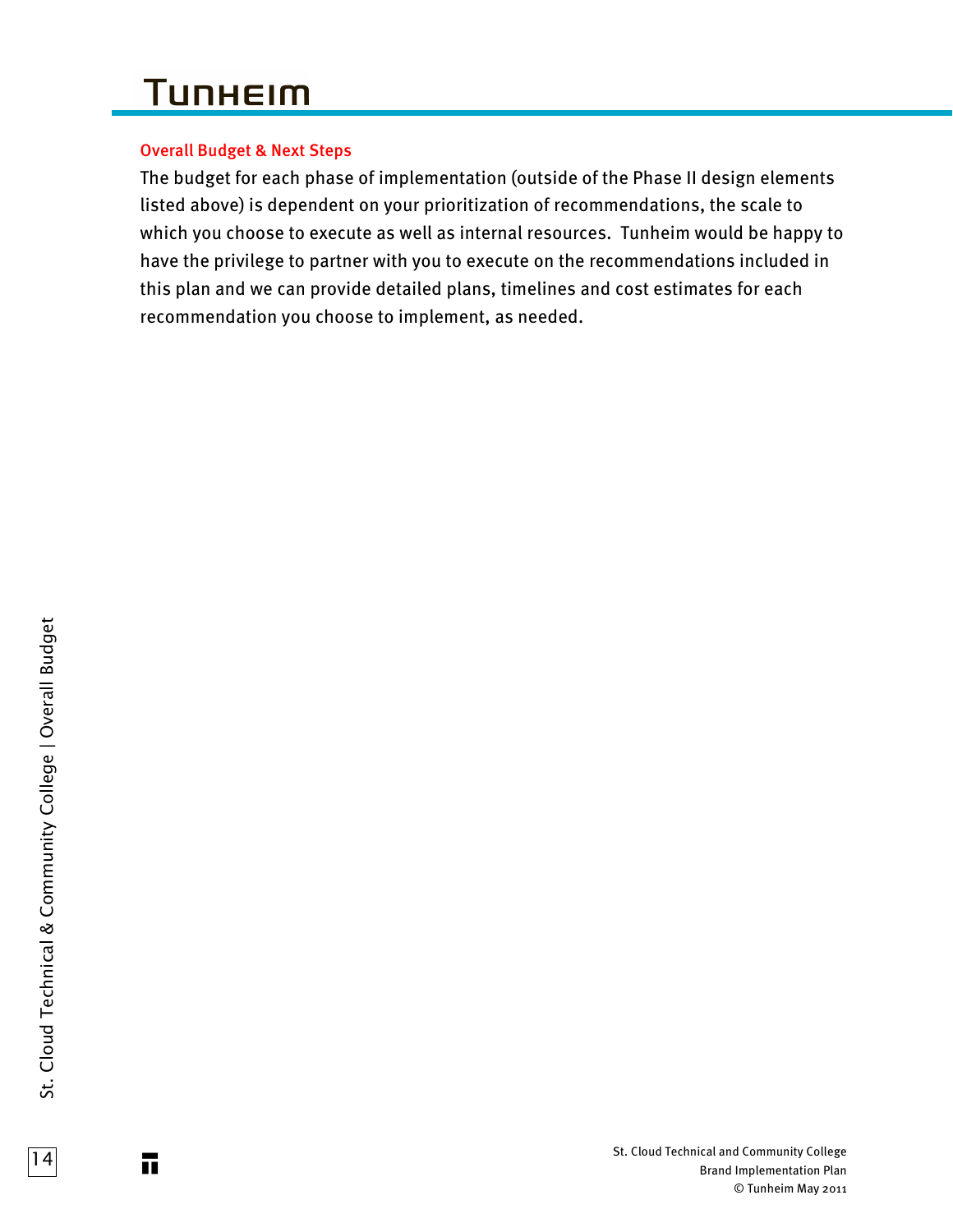## Overall Budget & Next Steps

The budget for each phase of implementation (outside of the Phase II design elements listed above) is dependent on your prioritization of recommendations, the scale to which you choose to execute as well as internal resources. Tunheim would be happy to have the privilege to partner with you to execute on the recommendations included in this plan and we can provide detailed plans, timelines and cost estimates for each recommendation you choose to implement, as needed.